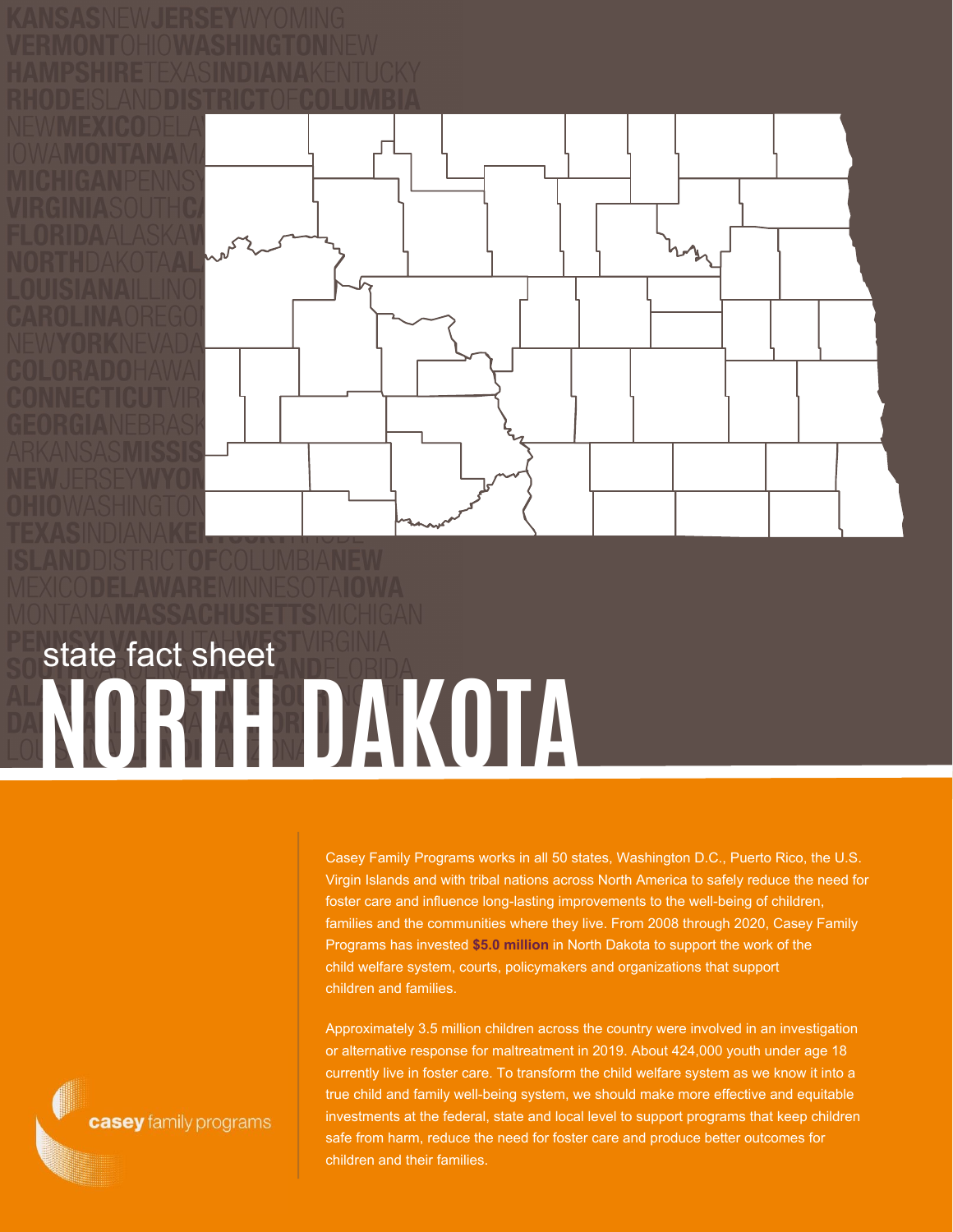state fact sheet

# NORTH DAKOTA

Casey Family Programs works in all 50 states, Washington D.C., Puerto Rico, the U.S. Virgin Islands and with tribal nations across North America to safely reduce the need for foster care and influence long-lasting improvements to the well-being of children, families and the communities where they live. From 2008 through 2020, Casey Family Programs has invested **$5.0 million** in North Dakota to support the work of the child welfare system, courts, policymakers and organizations that support children and families.

Approximately 3.5 million children across the country were involved in an investigation or alternative response for maltreatment in 2019. About 424,000 youth under age 18 currently live in foster care. To transform the child welfare system as we know it into a true child and family well-being system, we should make more effective and equitable investments at the federal, state and local level to support programs that keep children safe from harm, reduce the need for foster care and produce better outcomes for children and their families.

casey family programs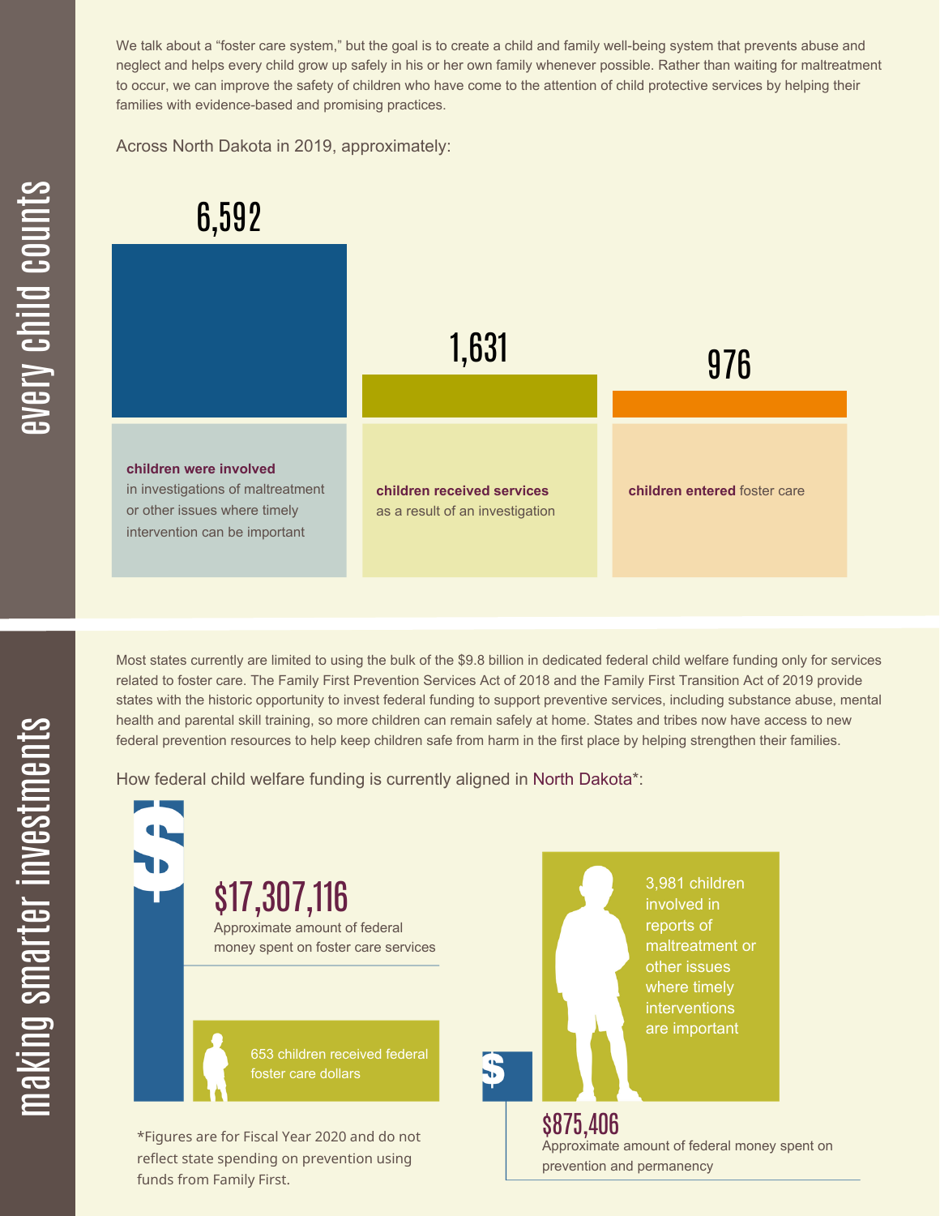## every child counts

We talk about a "foster care system," but the goal is to create a child and family well-being system that prevents abuse and neglect and helps every child grow up safely in his or her own family whenever possible. Rather than waiting for maltreatment to occur, we can improve the safety of children who have come to the attention of child protective services by helping their families with evidence-based and promising practices.

Across North Dakota in 2019, approximately:

**6,592**

**children were involved** in investigations of maltreatment or other issues where timely intervention can be important

**1,631**

**children received services** as a result of an investigation

**976**

**children entered** foster care

## making smarter investments

Most states currently are limited to using the bulk of the $9.8 billion in dedicated federal child welfare funding only for services related to foster care. The Family First Prevention Services Act of 2018 and the Family First Transition Act of 2019 provide states with the historic opportunity to invest federal funding to support preventive services, including substance abuse, mental health and parental skill training, so more children can remain safely at home. States and tribes now have access to new federal prevention resources to help keep children safe from harm in the first place by helping strengthen their families.

How federal child welfare funding is currently aligned in North Dakota*:

**$17,307,116**

Approximate amount of federal money spent on foster care services

653 children received federal foster care dollars

3,981 children involved in reports of maltreatment or other issues where timely interventions are important

**$875,406**

Approximate amount of federal money spent on prevention and permanency

*Figures are for Fiscal Year 2020 and do not reflect state spending on prevention using funds from Family First.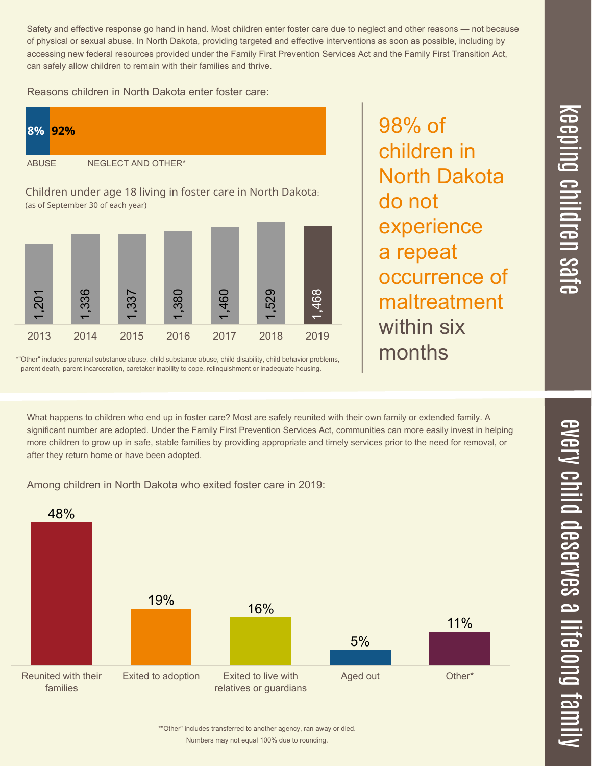## keeping children safe

Safety and effective response go hand in hand. Most children enter foster care due to neglect and other reasons — not because of physical or sexual abuse. In North Dakota, providing targeted and effective interventions as soon as possible, including by accessing new federal resources provided under the Family First Prevention Services Act and the Family First Transition Act, can safely allow children to remain with their families and thrive.

Reasons children in North Dakota enter foster care:

| ABUSE | NEGLECT AND OTHER* |
| --- | --- |
| 8% | 92% |

Children under age 18 living in foster care in North Dakota:
(as of September 30 of each year)

| 2013 | 2014 | 2015 | 2016 | 2017 | 2018 | 2019 |
| --- | --- | --- | --- | --- | --- | --- |
| 1,201 | 1,336 | 1,337 | 1,380 | 1,460 | 1,529 | 1,468 |

*"Other" includes parental substance abuse, child substance abuse, child disability, child behavior problems, parent death, parent incarceration, caretaker inability to cope, relinquishment or inadequate housing.

98% of children in North Dakota do not experience a repeat occurrence of maltreatment within six months

## every child deserves a lifelong family

What happens to children who end up in foster care? Most are safely reunited with their own family or extended family. A significant number are adopted. Under the Family First Prevention Services Act, communities can more easily invest in helping more children to grow up in safe, stable families by providing appropriate and timely services prior to the need for removal, or after they return home or have been adopted.

Among children in North Dakota who exited foster care in 2019:

| Reunited with their families | Exited to adoption | Exited to live with relatives or guardians | Aged out | Other* |
| --- | --- | --- | --- | --- |
| 48% | 19% | 16% | 5% | 11% |

*"Other" includes transferred to another agency, ran away or died.
Numbers may not equal 100% due to rounding.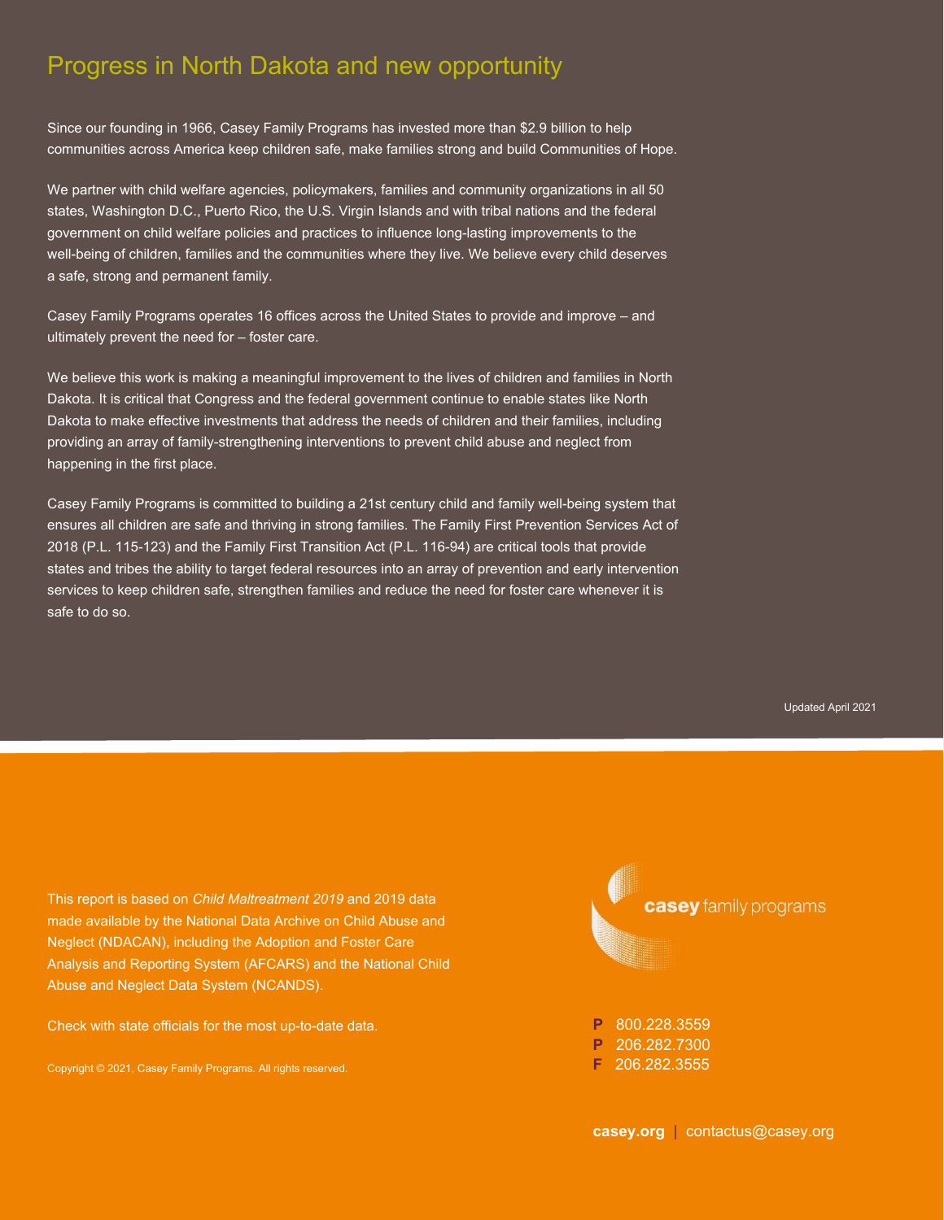## Progress in North Dakota and new opportunity

Since our founding in 1966, Casey Family Programs has invested more than $2.9 billion to help communities across America keep children safe, make families strong and build Communities of Hope.

We partner with child welfare agencies, policymakers, families and community organizations in all 50 states, Washington D.C., Puerto Rico, the U.S. Virgin Islands and with tribal nations and the federal government on child welfare policies and practices to influence long-lasting improvements to the well-being of children, families and the communities where they live. We believe every child deserves a safe, strong and permanent family.

Casey Family Programs operates 16 offices across the United States to provide and improve – and ultimately prevent the need for – foster care.

We believe this work is making a meaningful improvement to the lives of children and families in North Dakota. It is critical that Congress and the federal government continue to enable states like North Dakota to make effective investments that address the needs of children and their families, including providing an array of family-strengthening interventions to prevent child abuse and neglect from happening in the first place.

Casey Family Programs is committed to building a 21st century child and family well-being system that ensures all children are safe and thriving in strong families. The Family First Prevention Services Act of 2018 (P.L. 115-123) and the Family First Transition Act (P.L. 116-94) are critical tools that provide states and tribes the ability to target federal resources into an array of prevention and early intervention services to keep children safe, strengthen families and reduce the need for foster care whenever it is safe to do so.

Updated April 2021

This report is based on *Child Maltreatment 2019* and 2019 data made available by the National Data Archive on Child Abuse and Neglect (NDACAN), including the Adoption and Foster Care Analysis and Reporting System (AFCARS) and the National Child Abuse and Neglect Data System (NCANDS).

Check with state officials for the most up-to-date data.

Copyright © 2021, Casey Family Programs. All rights reserved.

**casey** family programs

**P** 800.228.3559
**P** 206.282.7300
**F** 206.282.3555

**casey.org** | contactus@casey.org